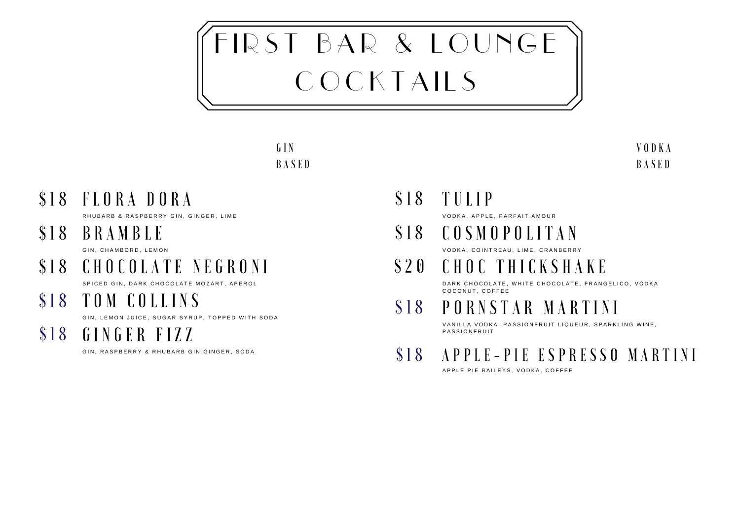# FIRST BAR & LOUNGE COCKTAILS

## GIN BASED

**$18 FLORA DORA**
RHUBARB & RASPBERRY GIN, GINGER, LIME

**$18 BRAMBLE**
GIN, CHAMBORD, LEMON

**$18 CHOCOLATE NEGRONI**
SPICED GIN, DARK CHOCOLATE MOZART, APEROL

**$18 TOM COLLINS**
GIN, LEMON JUICE, SUGAR SYRUP, TOPPED WITH SODA

**$18 GINGER FIZZ**
GIN, RASPBERRY & RHUBARB GIN GINGER, SODA

## VODKA BASED

**$18 TULIP**
VODKA, APPLE, PARFAIT AMOUR

**$18 COSMOPOLITAN**
VODKA, COINTREAU, LIME, CRANBERRY

**$20 CHOC THICKSHAKE**
DARK CHOCOLATE, WHITE CHOCOLATE, FRANGELICO, VODKA COCONUT, COFFEE

**$18 PORNSTAR MARTINI**
VANILLA VODKA, PASSIONFRUIT LIQUEUR, SPARKLING WINE, PASSIONFRUIT

**$18 APPLE-PIE ESPRESSO MARTINI**
APPLE PIE BAILEYS, VODKA, COFFEE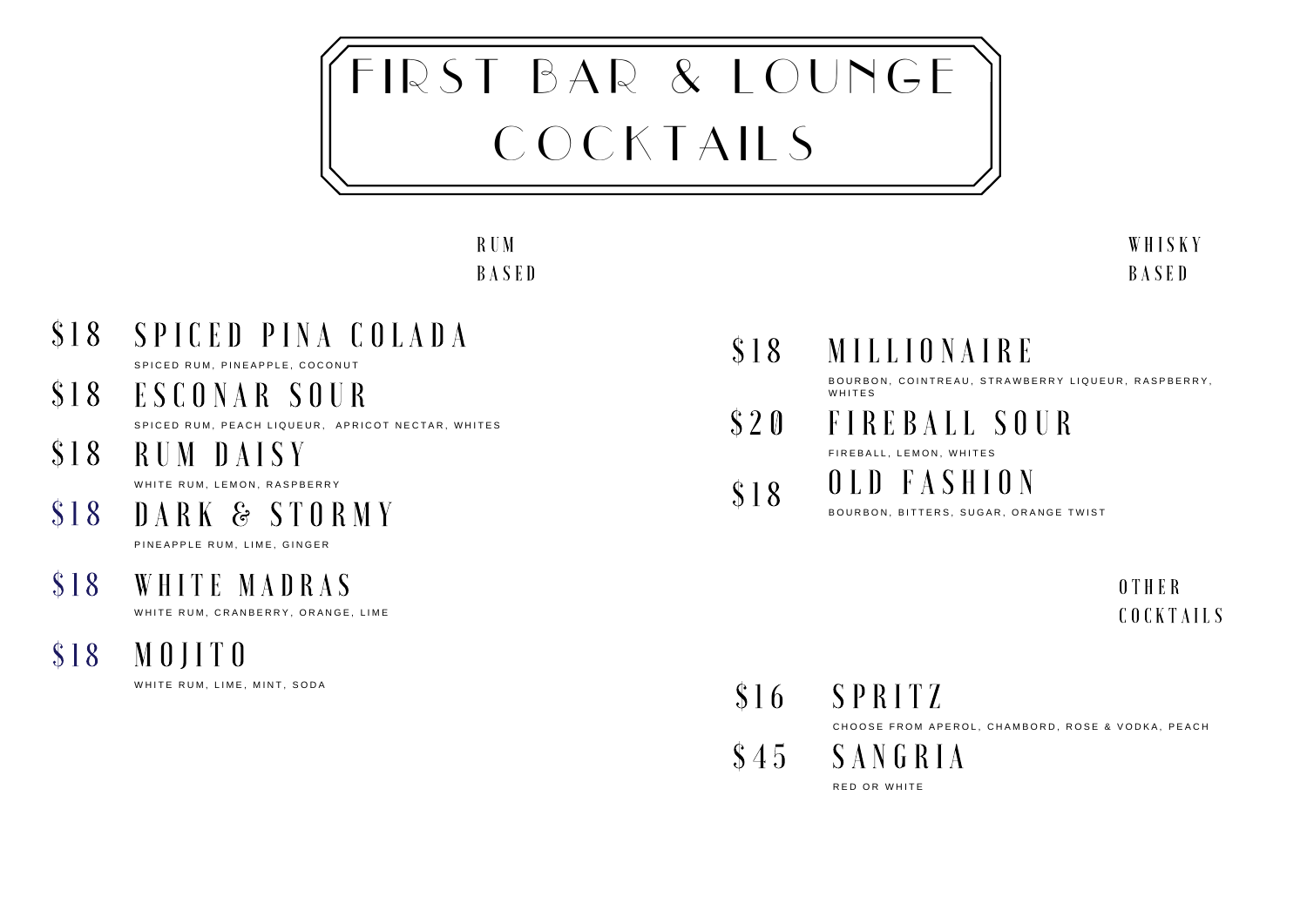# FIRST BAR & LOUNGE COCKTAILS

## RUM BASED

**$18 SPICED PINA COLADA**
SPICED RUM, PINEAPPLE, COCONUT

**$18 ESCONAR SOUR**
SPICED RUM, PEACH LIQUEUR, APRICOT NECTAR, WHITES

**$18 RUM DAISY**
WHITE RUM, LEMON, RASPBERRY

**$18 DARK & STORMY**
PINEAPPLE RUM, LIME, GINGER

**$18 WHITE MADRAS**
WHITE RUM, CRANBERRY, ORANGE, LIME

**$18 MOJITO**
WHITE RUM, LIME, MINT, SODA

## WHISKY BASED

**$18 MILLIONAIRE**
BOURBON, COINTREAU, STRAWBERRY LIQUEUR, RASPBERRY, WHITES

**$20 FIREBALL SOUR**
FIREBALL, LEMON, WHITES

**$18 OLD FASHION**
BOURBON, BITTERS, SUGAR, ORANGE TWIST

## OTHER COCKTAILS

**$16 SPRITZ**
CHOOSE FROM APEROL, CHAMBORD, ROSE & VODKA, PEACH

**$45 SANGRIA**
RED OR WHITE